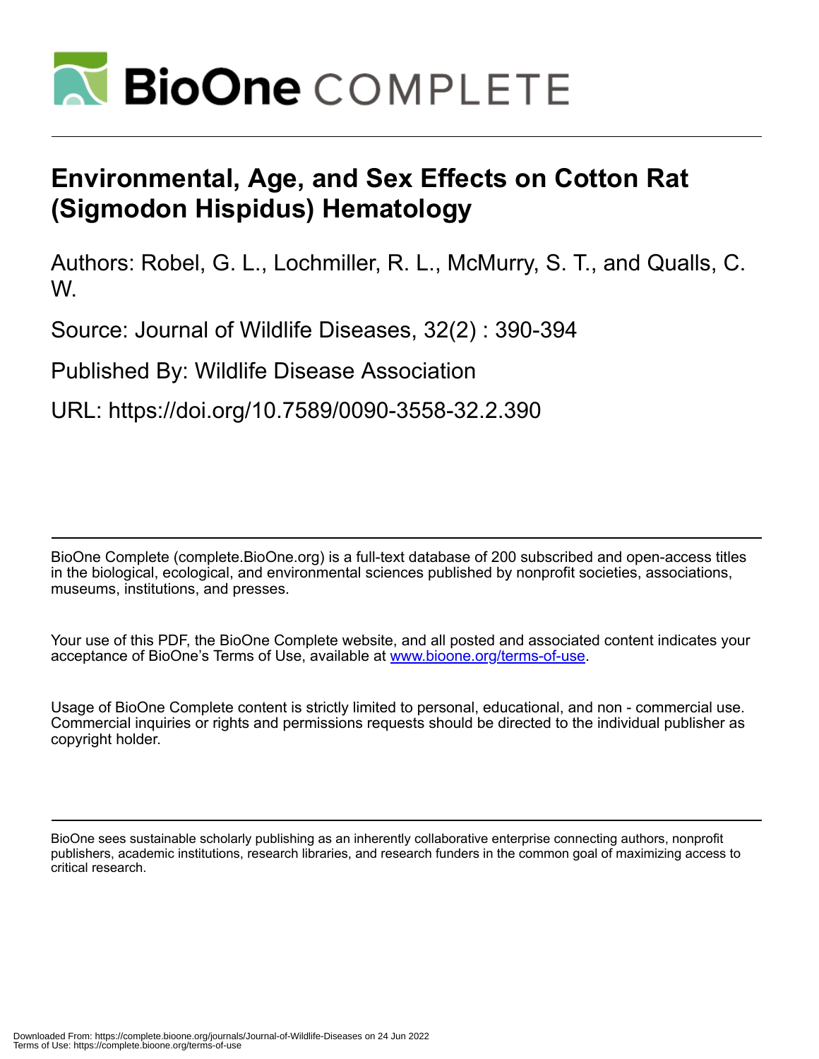# Environmental, Age, and Sex Effects on Cotton Rat (Sigmodon Hispidus) Hematology

Authors: Robel, G. L., Lochmiller, R. L., McMurry, S. T., and Qualls, C. W.

Source: Journal of Wildlife Diseases, 32(2) : 390-394

Published By: Wildlife Disease Association

URL: https://doi.org/10.7589/0090-3558-32.2.390

BioOne Complete (complete.BioOne.org) is a full-text database of 200 subscribed and open-access titles in the biological, ecological, and environmental sciences published by nonprofit societies, associations, museums, institutions, and presses.

Your use of this PDF, the BioOne Complete website, and all posted and associated content indicates your acceptance of BioOne's Terms of Use, available at www.bioone.org/terms-of-use.

Usage of BioOne Complete content is strictly limited to personal, educational, and non - commercial use. Commercial inquiries or rights and permissions requests should be directed to the individual publisher as copyright holder.

BioOne sees sustainable scholarly publishing as an inherently collaborative enterprise connecting authors, nonprofit publishers, academic institutions, research libraries, and research funders in the common goal of maximizing access to critical research.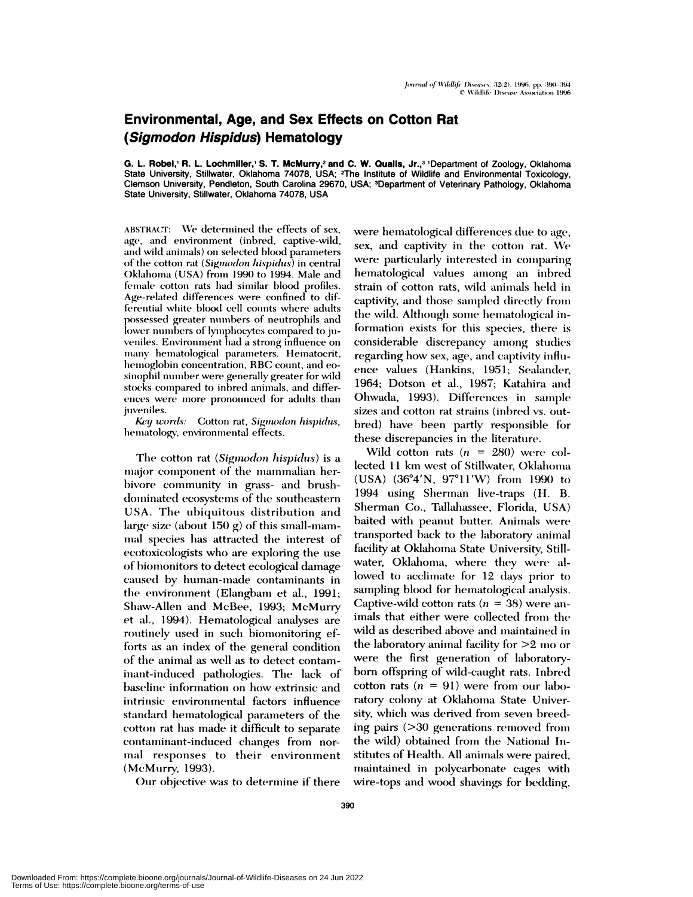# Environmental, Age, and Sex Effects on Cotton Rat (*Sigmodon Hispidus*) Hematology

**G. L. Robel,[1] R. L. Lochmiller,[1] S. T. McMurry,[2] and C. W. Qualls, Jr.,[3]** [1]Department of Zoology, Oklahoma State University, Stillwater, Oklahoma 74078, USA; [2]The Institute of Wildlife and Environmental Toxicology, Clemson University, Pendleton, South Carolina 29670, USA; [3]Department of Veterinary Pathology, Oklahoma State University, Stillwater, Oklahoma 74078, USA

ABSTRACT: We determined the effects of sex, age, and environment (inbred, captive-wild, and wild animals) on selected blood parameters of the cotton rat (*Sigmodon hispidus*) in central Oklahoma (USA) from 1990 to 1994. Male and female cotton rats had similar blood profiles. Age-related differences were confined to differential white blood cell counts where adults possessed greater numbers of neutrophils and lower numbers of lymphocytes compared to juveniles. Environment had a strong influence on many hematological parameters. Hematocrit, hemoglobin concentration, RBC count, and eosinophil number were generally greater for wild stocks compared to inbred animals, and differences were more pronounced for adults than juveniles.

*Key words:* Cotton rat, *Sigmodon hispidus*, hematology, environmental effects.

The cotton rat (*Sigmodon hispidus*) is a major component of the mammalian herbivore community in grass- and brush-dominated ecosystems of the southeastern USA. The ubiquitous distribution and large size (about 150 g) of this small-mammal species has attracted the interest of ecotoxicologists who are exploring the use of biomonitors to detect ecological damage caused by human-made contaminants in the environment (Elangbam et al., 1991; Shaw-Allen and McBee, 1993; McMurry et al., 1994). Hematological analyses are routinely used in such biomonitoring efforts as an index of the general condition of the animal as well as to detect contaminant-induced pathologies. The lack of baseline information on how extrinsic and intrinsic environmental factors influence standard hematological parameters of the cotton rat has made it difficult to separate contaminant-induced changes from normal responses to their environment (McMurry, 1993).

Our objective was to determine if there were hematological differences due to age, sex, and captivity in the cotton rat. We were particularly interested in comparing hematological values among an inbred strain of cotton rats, wild animals held in captivity, and those sampled directly from the wild. Although some hematological information exists for this species, there is considerable discrepancy among studies regarding how sex, age, and captivity influence values (Hankins, 1951; Sealander, 1964; Dotson et al., 1987; Katahira and Ohwada, 1993). Differences in sample sizes and cotton rat strains (inbred vs. outbred) have been partly responsible for these discrepancies in the literature.

Wild cotton rats ($n = 280$) were collected 11 km west of Stillwater, Oklahoma (USA) (36°4′N, 97°11′W) from 1990 to 1994 using Sherman live-traps (H. B. Sherman Co., Tallahassee, Florida, USA) baited with peanut butter. Animals were transported back to the laboratory animal facility at Oklahoma State University, Stillwater, Oklahoma, where they were allowed to acclimate for 12 days prior to sampling blood for hematological analysis. Captive-wild cotton rats ($n = 38$) were animals that either were collected from the wild as described above and maintained in the laboratory animal facility for >2 mo or were the first generation of laboratory-born offspring of wild-caught rats. Inbred cotton rats ($n = 91$) were from our laboratory colony at Oklahoma State University, which was derived from seven breeding pairs (>30 generations removed from the wild) obtained from the National Institutes of Health. All animals were paired, maintained in polycarbonate cages with wire-tops and wood shavings for bedding,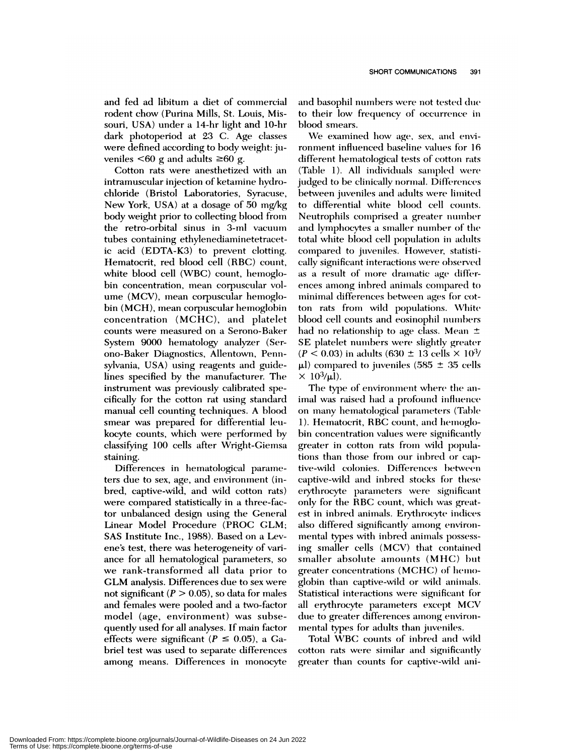and fed ad libitum a diet of commercial rodent chow (Purina Mills, St. Louis, Missouri, USA) under a 14-hr light and 10-hr dark photoperiod at 23 C. Age classes were defined according to body weight: juveniles <60 g and adults ≥60 g.

Cotton rats were anesthetized with an intramuscular injection of ketamine hydrochloride (Bristol Laboratories, Syracuse, New York, USA) at a dosage of 50 mg/kg body weight prior to collecting blood from the retro-orbital sinus in 3-ml vacuum tubes containing ethylenediaminetetracetic acid (EDTA-K3) to prevent clotting. Hematocrit, red blood cell (RBC) count, white blood cell (WBC) count, hemoglobin concentration, mean corpuscular volume (MCV), mean corpuscular hemoglobin (MCH), mean corpuscular hemoglobin concentration (MCHC), and platelet counts were measured on a Serono-Baker System 9000 hematology analyzer (Serono-Baker Diagnostics, Allentown, Pennsylvania, USA) using reagents and guidelines specified by the manufacturer. The instrument was previously calibrated specifically for the cotton rat using standard manual cell counting techniques. A blood smear was prepared for differential leukocyte counts, which were performed by classifying 100 cells after Wright-Giemsa staining.

Differences in hematological parameters due to sex, age, and environment (inbred, captive-wild, and wild cotton rats) were compared statistically in a three-factor unbalanced design using the General Linear Model Procedure (PROC GLM; SAS Institute Inc., 1988). Based on a Levene's test, there was heterogeneity of variance for all hematological parameters, so we rank-transformed all data prior to GLM analysis. Differences due to sex were not significant ($P > 0.05$), so data for males and females were pooled and a two-factor model (age, environment) was subsequently used for all analyses. If main factor effects were significant ($P \leq 0.05$), a Gabriel test was used to separate differences among means. Differences in monocyte and basophil numbers were not tested due to their low frequency of occurrence in blood smears.

We examined how age, sex, and environment influenced baseline values for 16 different hematological tests of cotton rats (Table 1). All individuals sampled were judged to be clinically normal. Differences between juveniles and adults were limited to differential white blood cell counts. Neutrophils comprised a greater number and lymphocytes a smaller number of the total white blood cell population in adults compared to juveniles. However, statistically significant interactions were observed as a result of more dramatic age differences among inbred animals compared to minimal differences between ages for cotton rats from wild populations. White blood cell counts and eosinophil numbers had no relationship to age class. Mean ± SE platelet numbers were slightly greater ($P < 0.03$) in adults ($630 \pm 13$ cells $\times 10^3/\mu l$) compared to juveniles ($585 \pm 35$ cells $\times 10^3/\mu l$).

The type of environment where the animal was raised had a profound influence on many hematological parameters (Table 1). Hematocrit, RBC count, and hemoglobin concentration values were significantly greater in cotton rats from wild populations than those from our inbred or captive-wild colonies. Differences between captive-wild and inbred stocks for these erythrocyte parameters were significant only for the RBC count, which was greatest in inbred animals. Erythrocyte indices also differed significantly among environmental types with inbred animals possessing smaller cells (MCV) that contained smaller absolute amounts (MHC) but greater concentrations (MCHC) of hemoglobin than captive-wild or wild animals. Statistical interactions were significant for all erythrocyte parameters except MCV due to greater differences among environmental types for adults than juveniles.

Total WBC counts of inbred and wild cotton rats were similar and significantly greater than counts for captive-wild ani-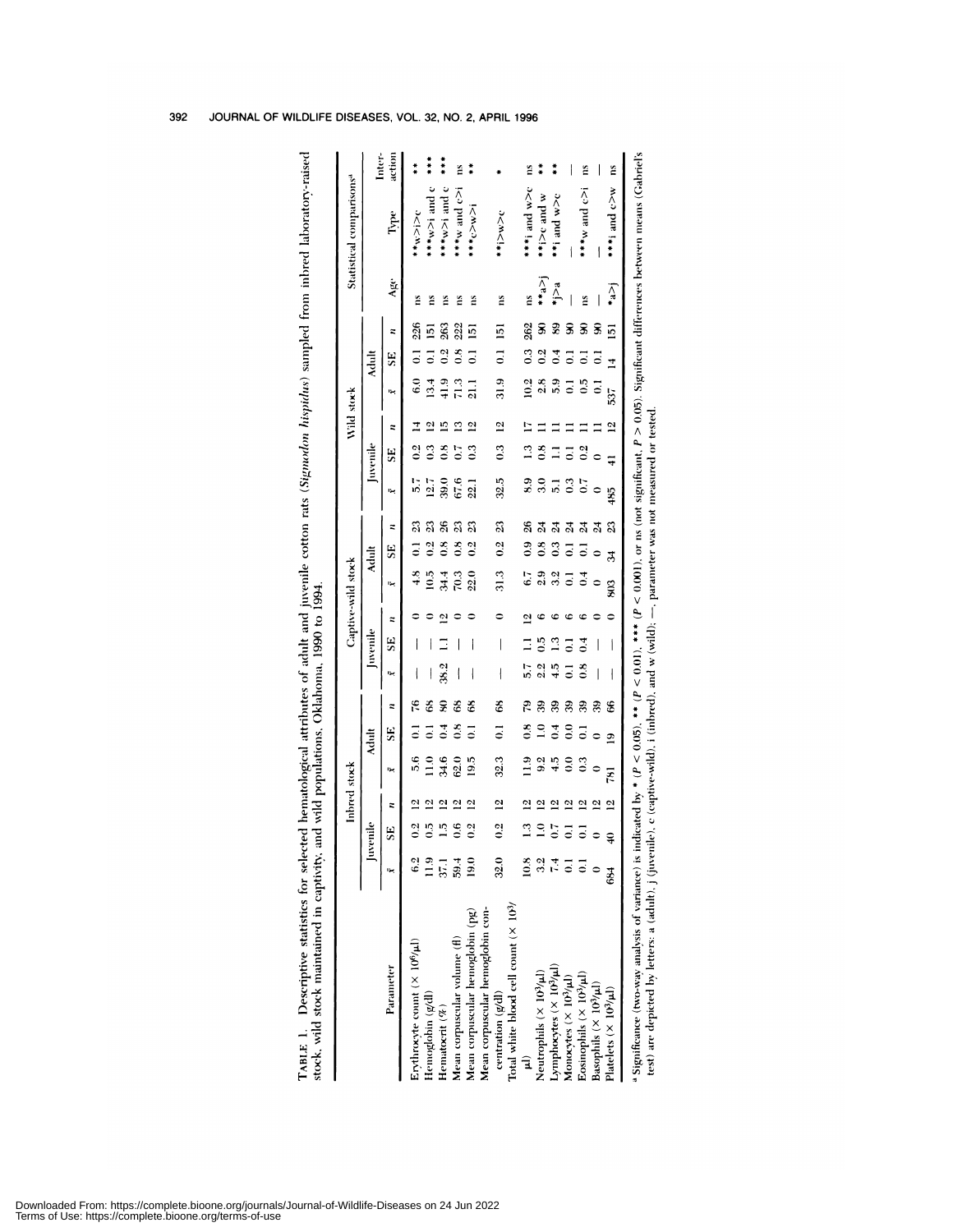TABLE 1. Descriptive statistics for selected hematological attributes of adult and juvenile cotton rats (*Sigmodon hispidus*) sampled from inbred laboratory-raised stock, wild stock maintained in captivity, and wild populations, Oklahoma, 1990 to 1994.

| Parameter | Inbred stock | | | | | | Captive-wild stock | | | | | | Wild stock | | | | | | Statistical comparisons[a] | | |
|---|---|---|---|---|---|---|---|---|---|---|---|---|---|---|---|---|---|---|---|---|---|
| | Juvenile | | | Adult | | | Juvenile | | | Adult | | | Juvenile | | | Adult | | | | | |
| | $\bar{x}$ | SE | n | $\bar{x}$ | SE | n | $\bar{x}$ | SE | n | $\bar{x}$ | SE | n | $\bar{x}$ | SE | n | $\bar{x}$ | SE | n | Age | Type | Inter-action |
| Erythrocyte count (× 10⁶/μl) | 6.2 | 0.2 | 12 | 5.6 | 0.1 | 76 | — | — | 0 | 4.8 | 0.1 | 23 | 5.7 | 0.2 | 14 | 6.0 | 0.1 | 226 | ns | **w>i>c | ** |
| Hemoglobin (g/dl) | 11.9 | 0.5 | 12 | 11.0 | 0.1 | 68 | — | — | 0 | 10.5 | 0.2 | 23 | 12.7 | 0.3 | 12 | 13.4 | 0.1 | 151 | ns | ***w>i and c | *** |
| Hematocrit (%) | 37.1 | 1.5 | 12 | 34.6 | 0.4 | 90 | 38.2 | 1.1 | 12 | 34.4 | 0.8 | 26 | 39.0 | 0.8 | 15 | 41.9 | 0.2 | 263 | ns | ***w>i and c | *** |
| Mean corpuscular volume (fl) | 59.4 | 0.6 | 12 | 62.0 | 0.8 | 68 | — | — | 0 | 70.3 | 0.8 | 23 | 67.6 | 0.7 | 13 | 71.3 | 0.8 | 222 | ns | ***w and c>i | ns |
| Mean corpuscular hemoglobin (pg) | 19.0 | 0.2 | 12 | 19.5 | 0.1 | 68 | — | — | 0 | 22.0 | 0.2 | 23 | 22.1 | 0.3 | 12 | 21.1 | 0.1 | 151 | ns | ***c>w>i | ** |
| Mean corpuscular hemoglobin concentration (g/dl) | 32.0 | 0.2 | 12 | 32.3 | 0.1 | 68 | — | — | 0 | 31.3 | 0.2 | 23 | 32.5 | 0.3 | 12 | 31.9 | 0.1 | 151 | ns | **i>w>c | * |
| Total white blood cell count (× 10³/μl) | 10.8 | 1.3 | 12 | 11.9 | 0.8 | 79 | 5.7 | 1.1 | 12 | 6.7 | 0.9 | 26 | 8.9 | 1.3 | 17 | 10.2 | 0.3 | 262 | ns | ***i and w>c | ns |
| Neutrophils (× 10³/μl) | 3.2 | 1.0 | 12 | 9.2 | 1.0 | 39 | 2.2 | 0.5 | 6 | 2.9 | 0.8 | 24 | 3.0 | 0.8 | 11 | 2.8 | 0.2 | 90 | **a>j | **i>c and w | ** |
| Lymphocytes (× 10³/μl) | 7.4 | 0.7 | 12 | 4.5 | 0.4 | 39 | 4.5 | 1.3 | 6 | 3.2 | 0.3 | 24 | 5.1 | 1.1 | 11 | 5.9 | 0.4 | 89 | *j>a | **i and w>c | ** |
| Monocytes (× 10³/μl) | 0.1 | 0.1 | 12 | 0.0 | 0.0 | 39 | 0.1 | 0.1 | 6 | 0.1 | 0.1 | 24 | 0.3 | 0.1 | 11 | 0.1 | 0.1 | 90 | — | — | — |
| Eosinophils (× 10³/μl) | 0.1 | 0.1 | 12 | 0.3 | 0.1 | 39 | 0.8 | 0.4 | 6 | 0.4 | 0.1 | 24 | 0.7 | 0.2 | 11 | 0.5 | 0.1 | 90 | ns | ***w and c>i | ns |
| Basophils (× 10³/μl) | 0 | 0 | 12 | 0 | 0 | 39 | — | — | 0 | 0 | 0 | 24 | 0 | 0 | 11 | 0.1 | 0.1 | 90 | — | — | — |
| Platelets (× 10³/μl) | 684 | 40 | 12 | 781 | 19 | 66 | — | — | 0 | 803 | 34 | 23 | 485 | 41 | 12 | 537 | 14 | 151 | *a>j | ***i and c>w | ns |

[a] Significance (two-way analysis of variance) is indicated by * ($P < 0.05$), ** ($P < 0.01$), *** ($P < 0.001$), or ns (not significant, $P > 0.05$). Significant differences between means (Gabriel's test) are depicted by letters: a (adult), j (juvenile), c (captive-wild), i (inbred), and w (wild); —, parameter was not measured or tested.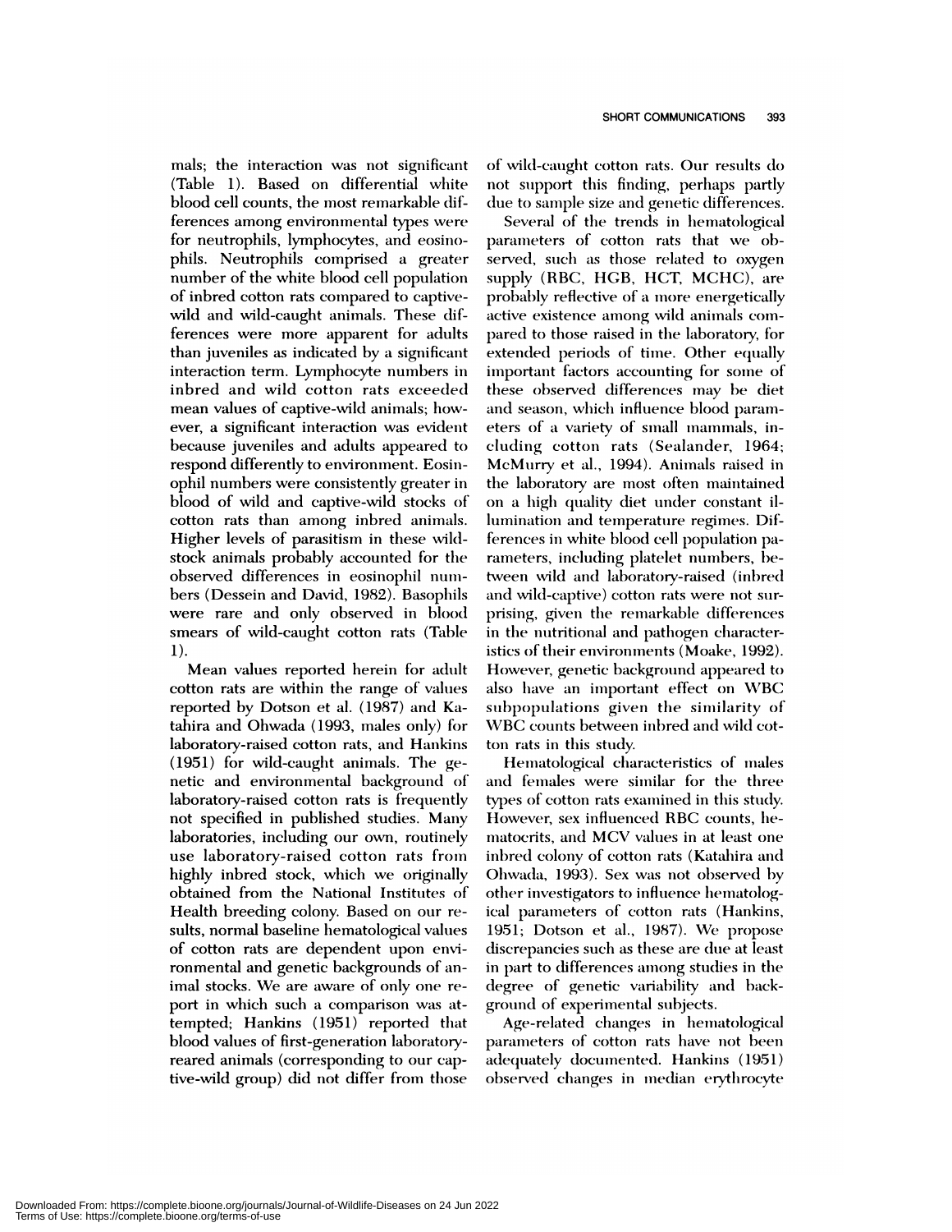mals; the interaction was not significant (Table 1). Based on differential white blood cell counts, the most remarkable differences among environmental types were for neutrophils, lymphocytes, and eosinophils. Neutrophils comprised a greater number of the white blood cell population of inbred cotton rats compared to captive-wild and wild-caught animals. These differences were more apparent for adults than juveniles as indicated by a significant interaction term. Lymphocyte numbers in inbred and wild cotton rats exceeded mean values of captive-wild animals; however, a significant interaction was evident because juveniles and adults appeared to respond differently to environment. Eosinophil numbers were consistently greater in blood of wild and captive-wild stocks of cotton rats than among inbred animals. Higher levels of parasitism in these wild-stock animals probably accounted for the observed differences in eosinophil numbers (Dessein and David, 1982). Basophils were rare and only observed in blood smears of wild-caught cotton rats (Table 1).

Mean values reported herein for adult cotton rats are within the range of values reported by Dotson et al. (1987) and Katahira and Ohwada (1993, males only) for laboratory-raised cotton rats, and Hankins (1951) for wild-caught animals. The genetic and environmental background of laboratory-raised cotton rats is frequently not specified in published studies. Many laboratories, including our own, routinely use laboratory-raised cotton rats from highly inbred stock, which we originally obtained from the National Institutes of Health breeding colony. Based on our results, normal baseline hematological values of cotton rats are dependent upon environmental and genetic backgrounds of animal stocks. We are aware of only one report in which such a comparison was attempted; Hankins (1951) reported that blood values of first-generation laboratory-reared animals (corresponding to our captive-wild group) did not differ from those of wild-caught cotton rats. Our results do not support this finding, perhaps partly due to sample size and genetic differences.

Several of the trends in hematological parameters of cotton rats that we observed, such as those related to oxygen supply (RBC, HGB, HCT, MCHC), are probably reflective of a more energetically active existence among wild animals compared to those raised in the laboratory, for extended periods of time. Other equally important factors accounting for some of these observed differences may be diet and season, which influence blood parameters of a variety of small mammals, including cotton rats (Sealander, 1964; McMurry et al., 1994). Animals raised in the laboratory are most often maintained on a high quality diet under constant illumination and temperature regimes. Differences in white blood cell population parameters, including platelet numbers, between wild and laboratory-raised (inbred and wild-captive) cotton rats were not surprising, given the remarkable differences in the nutritional and pathogen characteristics of their environments (Moake, 1992). However, genetic background appeared to also have an important effect on WBC subpopulations given the similarity of WBC counts between inbred and wild cotton rats in this study.

Hematological characteristics of males and females were similar for the three types of cotton rats examined in this study. However, sex influenced RBC counts, hematocrits, and MCV values in at least one inbred colony of cotton rats (Katahira and Ohwada, 1993). Sex was not observed by other investigators to influence hematological parameters of cotton rats (Hankins, 1951; Dotson et al., 1987). We propose discrepancies such as these are due at least in part to differences among studies in the degree of genetic variability and background of experimental subjects.

Age-related changes in hematological parameters of cotton rats have not been adequately documented. Hankins (1951) observed changes in median erythrocyte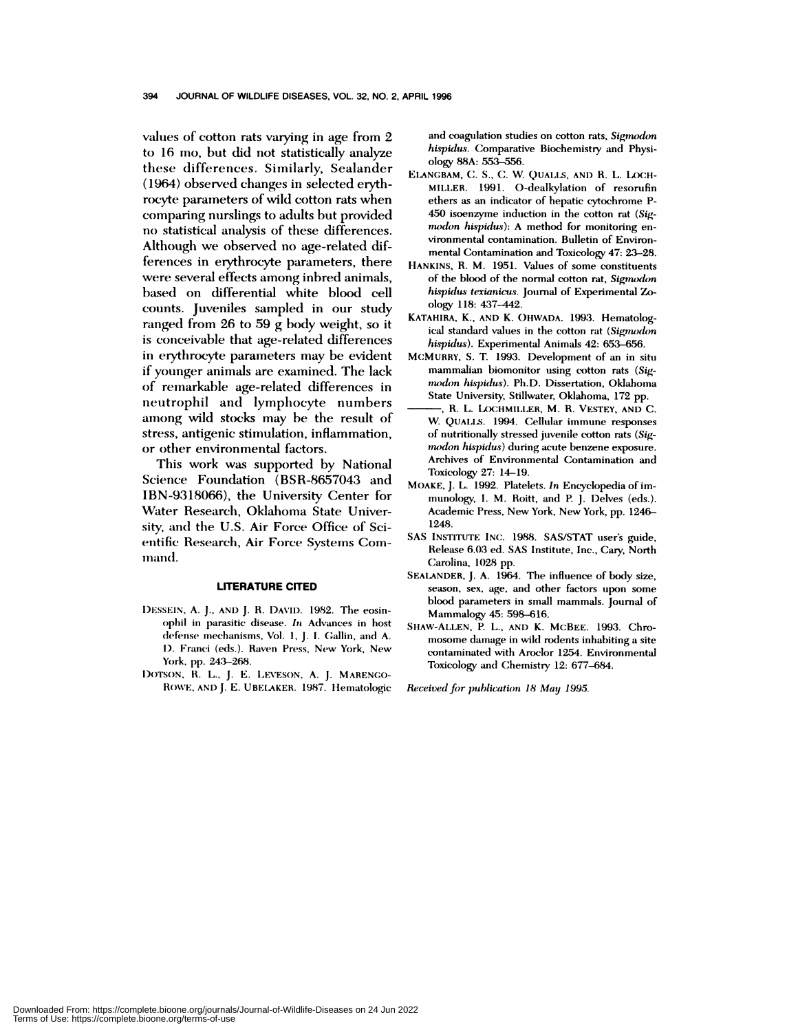values of cotton rats varying in age from 2 to 16 mo, but did not statistically analyze these differences. Similarly, Sealander (1964) observed changes in selected erythrocyte parameters of wild cotton rats when comparing nurslings to adults but provided no statistical analysis of these differences. Although we observed no age-related differences in erythrocyte parameters, there were several effects among inbred animals, based on differential white blood cell counts. Juveniles sampled in our study ranged from 26 to 59 g body weight, so it is conceivable that age-related differences in erythrocyte parameters may be evident if younger animals are examined. The lack of remarkable age-related differences in neutrophil and lymphocyte numbers among wild stocks may be the result of stress, antigenic stimulation, inflammation, or other environmental factors.

This work was supported by National Science Foundation (BSR-8657043 and IBN-9318066), the University Center for Water Research, Oklahoma State University, and the U.S. Air Force Office of Scientific Research, Air Force Systems Command.

## LITERATURE CITED

DESSEIN, A. J., AND J. R. DAVID. 1982. The eosinophil in parasitic disease. *In* Advances in host defense mechanisms, Vol. 1, J. I. Gallin, and A. D. Franci (eds.). Raven Press, New York, New York, pp. 243–268.

DOTSON, R. L., J. E. LEVESON, A. J. MARENGO-ROWE, AND J. E. UBELAKER. 1987. Hematologic and coagulation studies on cotton rats, *Sigmodon hispidus*. Comparative Biochemistry and Physiology 88A: 553–556.

ELANGBAM, C. S., C. W. QUALLS, AND R. L. LOCHMILLER. 1991. O-dealkylation of resorufin ethers as an indicator of hepatic cytochrome P-450 isoenzyme induction in the cotton rat (*Sigmodon hispidus*): A method for monitoring environmental contamination. Bulletin of Environmental Contamination and Toxicology 47: 23–28.

HANKINS, R. M. 1951. Values of some constituents of the blood of the normal cotton rat, *Sigmodon hispidus texianicus*. Journal of Experimental Zoology 118: 437–442.

KATAHIRA, K., AND K. OHWADA. 1993. Hematological standard values in the cotton rat (*Sigmodon hispidus*). Experimental Animals 42: 653–656.

MCMURRY, S. T. 1993. Development of an in situ mammalian biomonitor using cotton rats (*Sigmodon hispidus*). Ph.D. Dissertation, Oklahoma State University, Stillwater, Oklahoma, 172 pp.

———, R. L. LOCHMILLER, M. R. VESTEY, AND C. W. QUALLS. 1994. Cellular immune responses of nutritionally stressed juvenile cotton rats (*Sigmodon hispidus*) during acute benzene exposure. Archives of Environmental Contamination and Toxicology 27: 14–19.

MOAKE, J. L. 1992. Platelets. *In* Encyclopedia of immunology, I. M. Roitt, and P. J. Delves (eds.). Academic Press, New York, New York, pp. 1246–1248.

SAS INSTITUTE INC. 1988. SAS/STAT user's guide, Release 6.03 ed. SAS Institute, Inc., Cary, North Carolina, 1028 pp.

SEALANDER, J. A. 1964. The influence of body size, season, sex, age, and other factors upon some blood parameters in small mammals. Journal of Mammalogy 45: 598–616.

SHAW-ALLEN, P. L., AND K. MCBEE. 1993. Chromosome damage in wild rodents inhabiting a site contaminated with Aroclor 1254. Environmental Toxicology and Chemistry 12: 677–684.

*Received for publication 18 May 1995.*